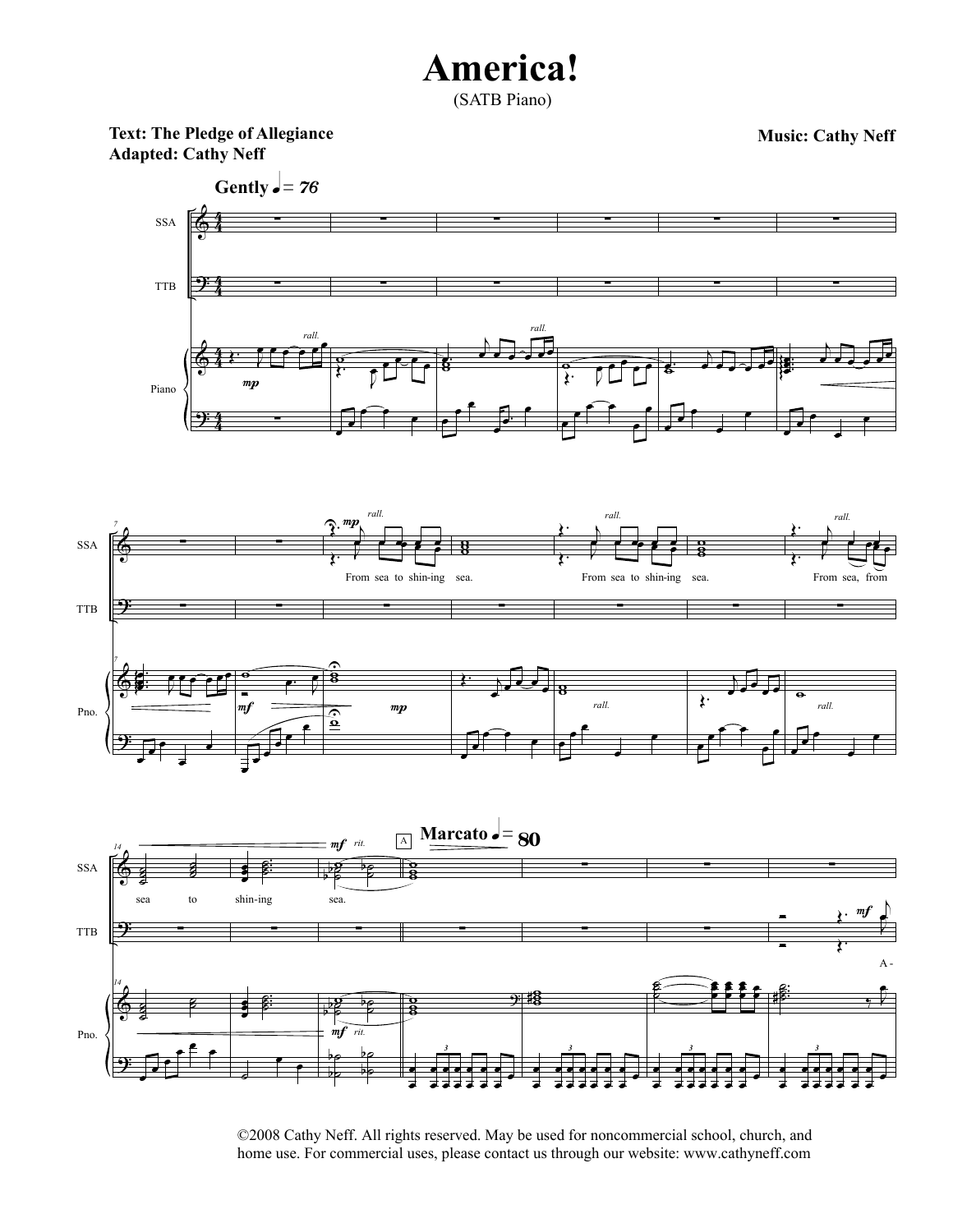# America!

(SATB Piano)

**Text: The Pledge of Allegiance**
**Adapted: Cathy Neff**

**Music: Cathy Neff**

©2008 Cathy Neff. All rights reserved. May be used for noncommercial school, church, and home use. For commercial uses, please contact us through our website: www.cathyneff.com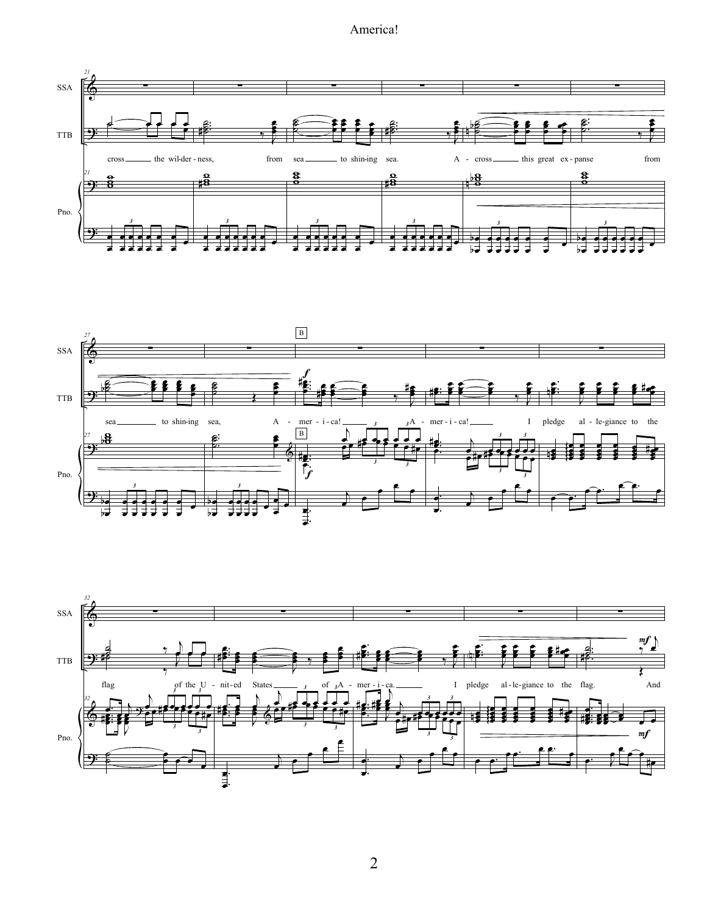SSA

TTB

cross the wil-der-ness, from sea to shin-ing sea. A - cross this great ex-panse from

Pno.

B

sea to shin-ing sea, A - mer - i - ca! A - mer - i - ca! I pledge al - le-giance to the

flag of the U - nit-ed States of A - mer - i - ca. I pledge al - le-giance to the flag. And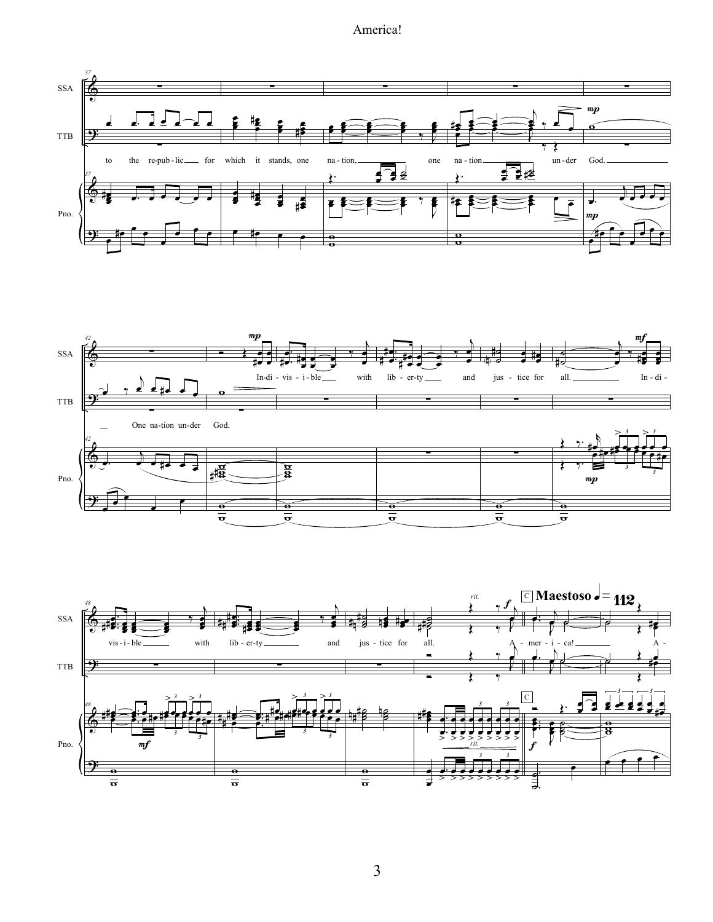SSA

TTB

to the re-pub-lic for which it stands, one na-tion, one na-tion un-der God. One na-tion un-der God.

Pno.

*mp*

SSA: In-di-vis-i-ble with lib-er-ty and jus-tice for all. In-di-vis-i-ble with lib-er-ty and jus-tice for all. A-mer-i-ca! A-

TTB: A-mer-i-ca!

*mp* *mf* *rit.* *f*

C **Maestoso** ♩ = 112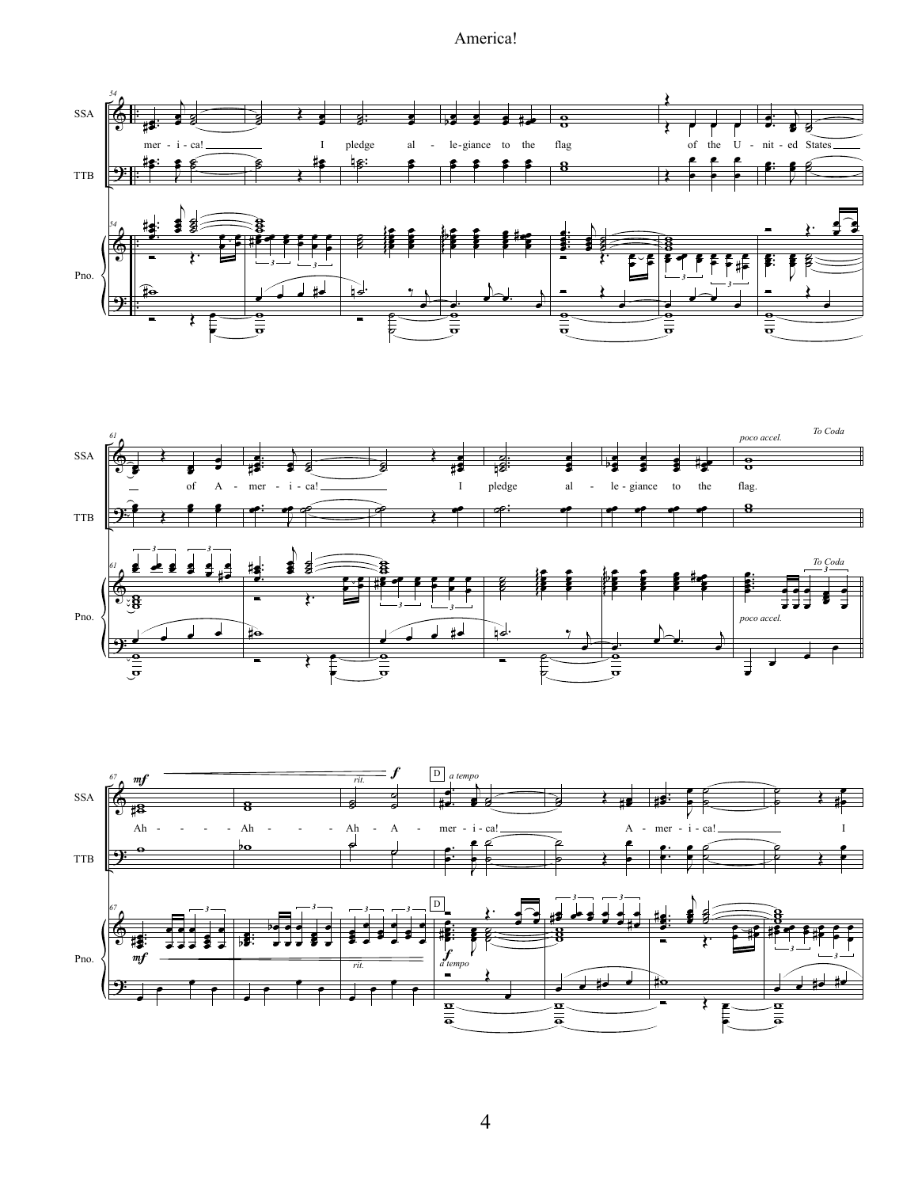# America!

SSA / TTB / Pno.

mer - i - ca! I pledge al - le-giance to the flag of the U - nit - ed States

of A - mer - i - ca! I pledge al - le - giance to the flag.

*poco accel.* *To Coda*

*mf* Ah - - - - - Ah - - - - Ah - A - mer - i - ca! A - mer - i - ca! I

*rit.* *f* D *a tempo*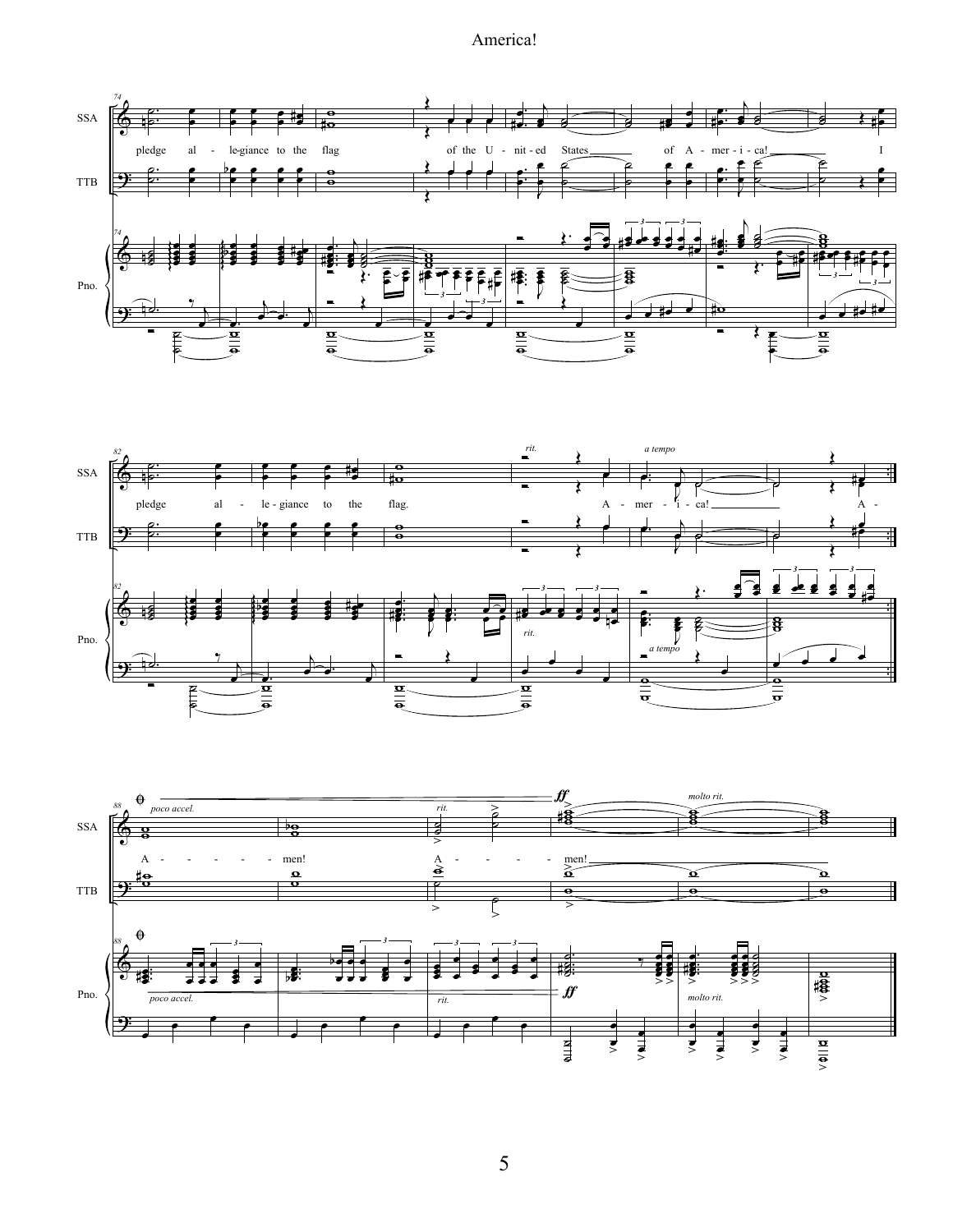pledge al - le-giance to the flag of the U - nit - ed States of A - mer - i - ca! I

pledge al - le - giance to the flag. A - mer - i - ca! A -

A - - - - - - men! A - - - - - men!